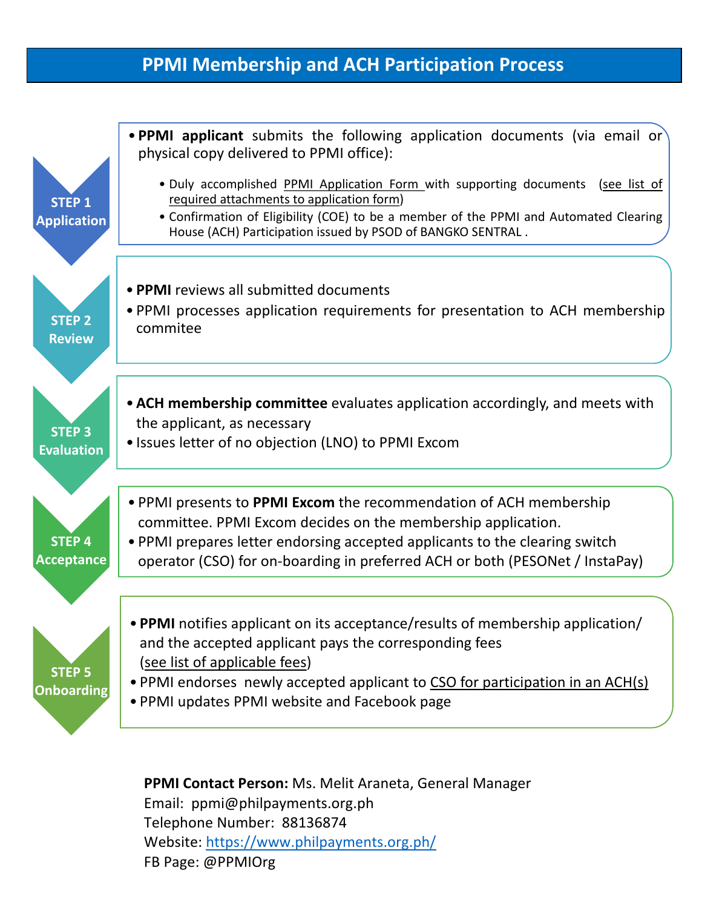# PPMI Membership and ACH Participation Process

## STEP 1 Application

- **PPMI applicant** submits the following application documents (via email or physical copy delivered to PPMI office):
  - Duly accomplished PPMI Application Form with supporting documents (see list of required attachments to application form)
  - Confirmation of Eligibility (COE) to be a member of the PPMI and Automated Clearing House (ACH) Participation issued by PSOD of BANGKO SENTRAL .

## STEP 2 Review

- **PPMI** reviews all submitted documents
- PPMI processes application requirements for presentation to ACH membership commitee

## STEP 3 Evaluation

- **ACH membership committee** evaluates application accordingly, and meets with the applicant, as necessary
- Issues letter of no objection (LNO) to PPMI Excom

## STEP 4 Acceptance

- PPMI presents to **PPMI Excom** the recommendation of ACH membership committee. PPMI Excom decides on the membership application.
- PPMI prepares letter endorsing accepted applicants to the clearing switch operator (CSO) for on-boarding in preferred ACH or both (PESONet / InstaPay)

## STEP 5 Onboarding

- **PPMI** notifies applicant on its acceptance/results of membership application/ and the accepted applicant pays the corresponding fees (see list of applicable fees)
- PPMI endorses newly accepted applicant to CSO for participation in an ACH(s)
- PPMI updates PPMI website and Facebook page

**PPMI Contact Person:** Ms. Melit Araneta, General Manager
Email: ppmi@philpayments.org.ph
Telephone Number: 88136874
Website: https://www.philpayments.org.ph/
FB Page: @PPMIOrg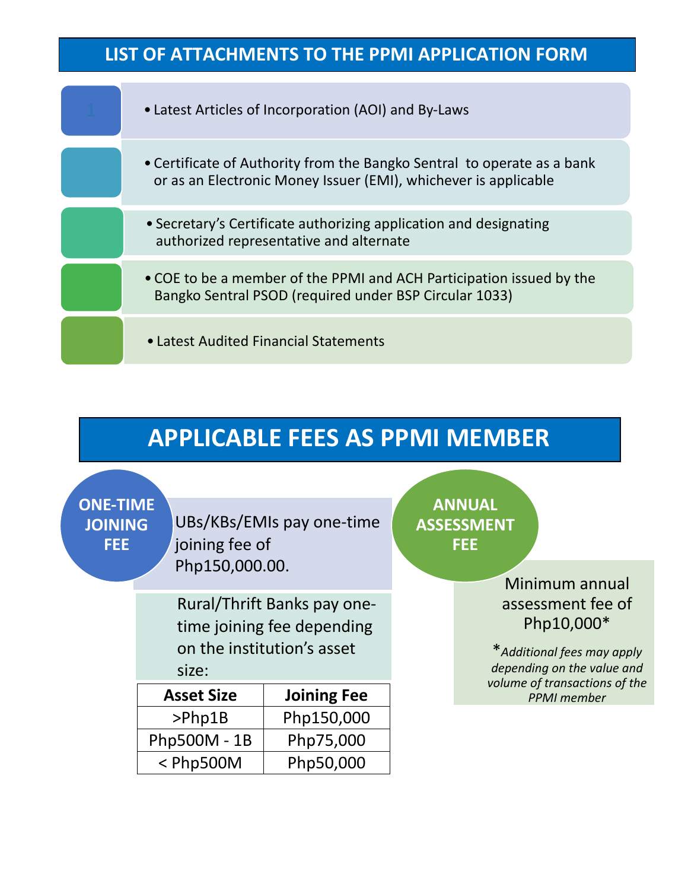## LIST OF ATTACHMENTS TO THE PPMI APPLICATION FORM

1. Latest Articles of Incorporation (AOI) and By-Laws
2. Certificate of Authority from the Bangko Sentral to operate as a bank or as an Electronic Money Issuer (EMI), whichever is applicable
3. Secretary's Certificate authorizing application and designating authorized representative and alternate
4. COE to be a member of the PPMI and ACH Participation issued by the Bangko Sentral PSOD (required under BSP Circular 1033)
5. Latest Audited Financial Statements

## APPLICABLE FEES AS PPMI MEMBER

### ONE-TIME JOINING FEE

UBs/KBs/EMIs pay one-time joining fee of Php150,000.00.

Rural/Thrift Banks pay one-time joining fee depending on the institution's asset size:

| Asset Size | Joining Fee |
| --- | --- |
| >Php1B | Php150,000 |
| Php500M - 1B | Php75,000 |
| < Php500M | Php50,000 |

### ANNUAL ASSESSMENT FEE

Minimum annual assessment fee of Php10,000*

**Additional fees may apply depending on the value and volume of transactions of the PPMI member*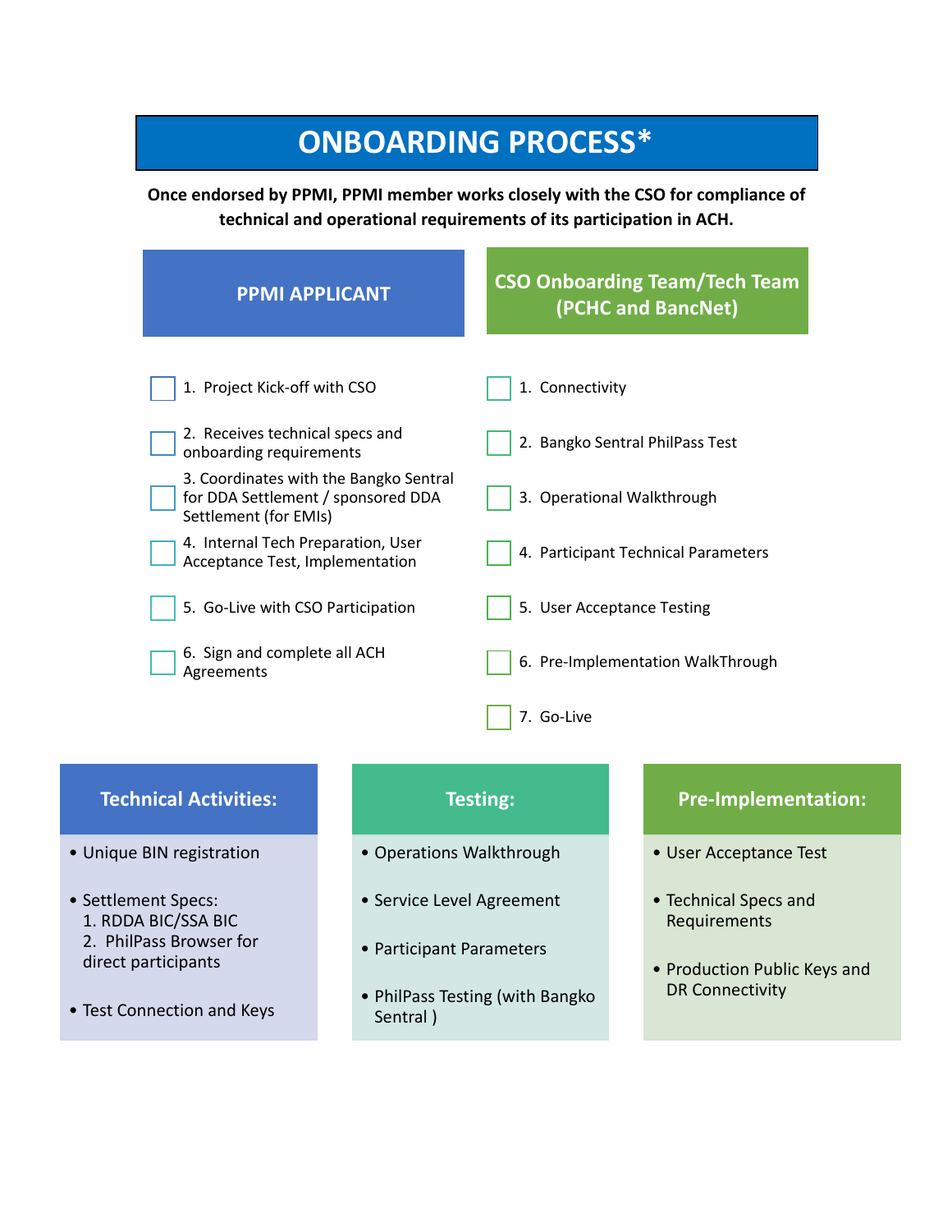# ONBOARDING PROCESS*

**Once endorsed by PPMI, PPMI member works closely with the CSO for compliance of technical and operational requirements of its participation in ACH.**

## PPMI APPLICANT

- [ ] 1. Project Kick-off with CSO
- [ ] 2. Receives technical specs and onboarding requirements
- [ ] 3. Coordinates with the Bangko Sentral for DDA Settlement / sponsored DDA Settlement (for EMIs)
- [ ] 4. Internal Tech Preparation, User Acceptance Test, Implementation
- [ ] 5. Go-Live with CSO Participation
- [ ] 6. Sign and complete all ACH Agreements

## CSO Onboarding Team/Tech Team (PCHC and BancNet)

- [ ] 1. Connectivity
- [ ] 2. Bangko Sentral PhilPass Test
- [ ] 3. Operational Walkthrough
- [ ] 4. Participant Technical Parameters
- [ ] 5. User Acceptance Testing
- [ ] 6. Pre-Implementation WalkThrough
- [ ] 7. Go-Live

### Technical Activities:

- Unique BIN registration
- Settlement Specs:
  1. RDDA BIC/SSA BIC
  2. PhilPass Browser for direct participants
- Test Connection and Keys

### Testing:

- Operations Walkthrough
- Service Level Agreement
- Participant Parameters
- PhilPass Testing (with Bangko Sentral )

### Pre-Implementation:

- User Acceptance Test
- Technical Specs and Requirements
- Production Public Keys and DR Connectivity